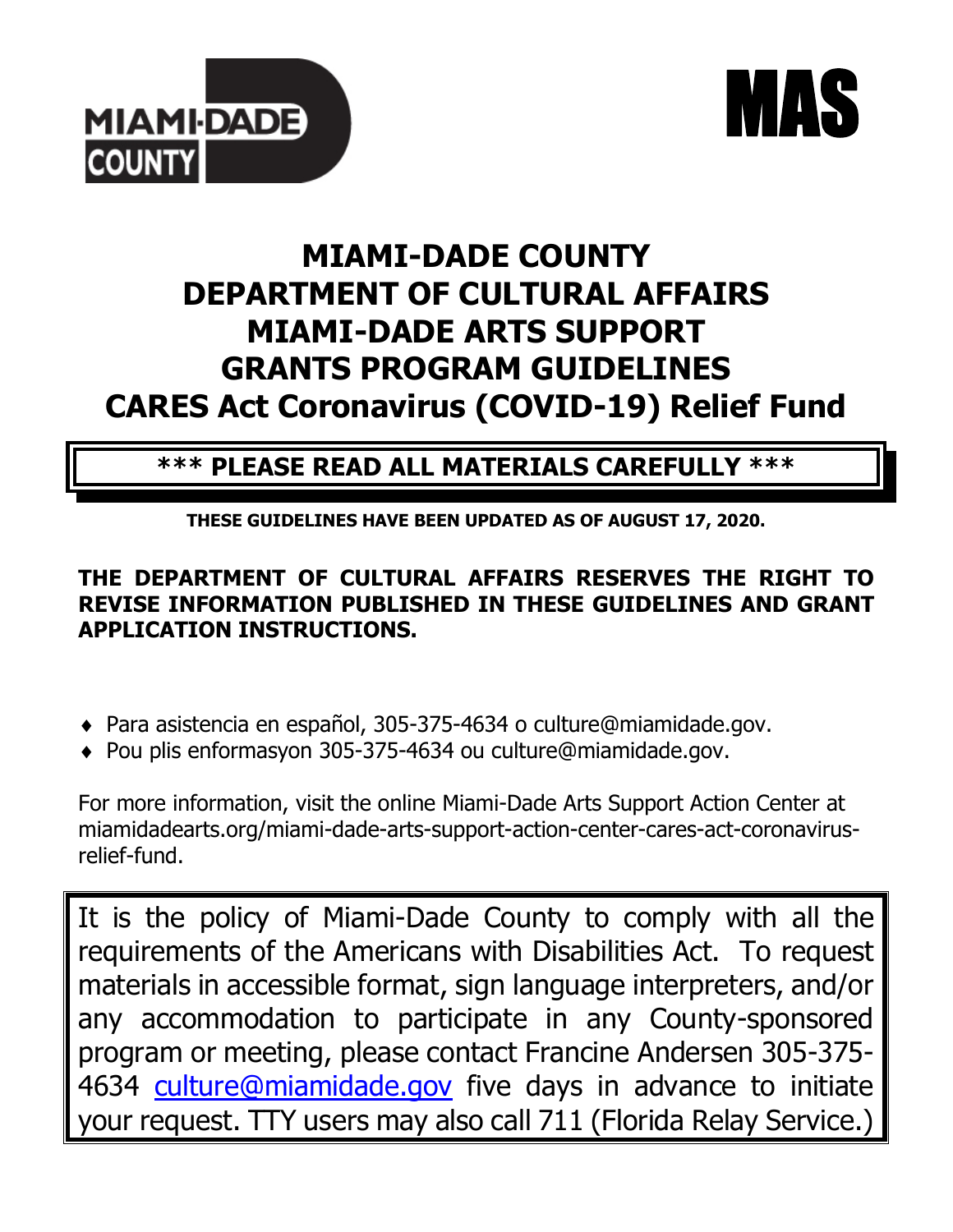MIAMI-DADE COUNTY

MAS

# MIAMI-DADE COUNTY
# DEPARTMENT OF CULTURAL AFFAIRS
# MIAMI-DADE ARTS SUPPORT
# GRANTS PROGRAM GUIDELINES
# CARES Act Coronavirus (COVID-19) Relief Fund

**\*\*\* PLEASE READ ALL MATERIALS CAREFULLY \*\*\***

**THESE GUIDELINES HAVE BEEN UPDATED AS OF AUGUST 17, 2020.**

**THE DEPARTMENT OF CULTURAL AFFAIRS RESERVES THE RIGHT TO REVISE INFORMATION PUBLISHED IN THESE GUIDELINES AND GRANT APPLICATION INSTRUCTIONS.**

- Para asistencia en español, 305-375-4634 o culture@miamidade.gov.
- Pou plis enformasyon 305-375-4634 ou culture@miamidade.gov.

For more information, visit the online Miami-Dade Arts Support Action Center at miamidadearts.org/miami-dade-arts-support-action-center-cares-act-coronavirus-relief-fund.

It is the policy of Miami-Dade County to comply with all the requirements of the Americans with Disabilities Act. To request materials in accessible format, sign language interpreters, and/or any accommodation to participate in any County-sponsored program or meeting, please contact Francine Andersen 305-375-4634 culture@miamidade.gov five days in advance to initiate your request. TTY users may also call 711 (Florida Relay Service.)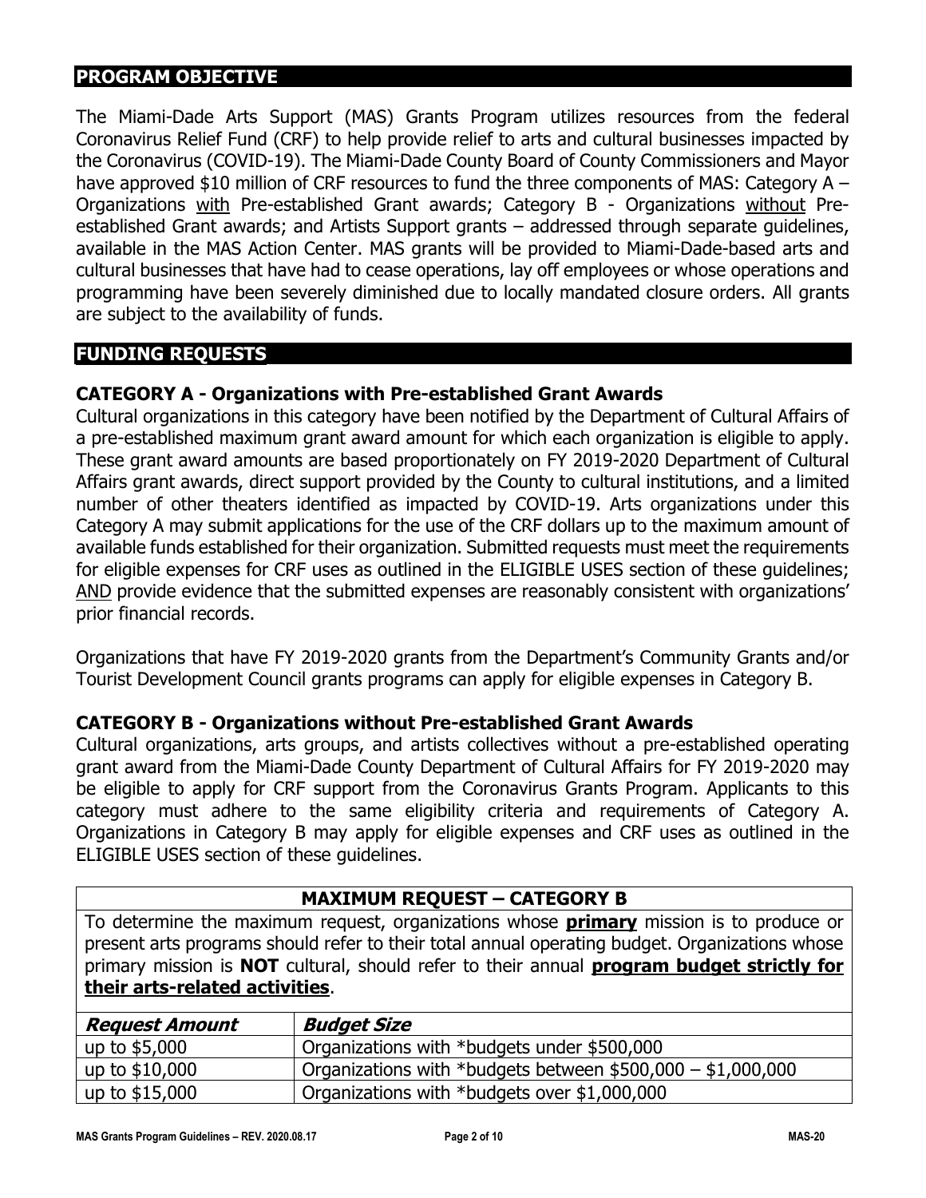## PROGRAM OBJECTIVE

The Miami-Dade Arts Support (MAS) Grants Program utilizes resources from the federal Coronavirus Relief Fund (CRF) to help provide relief to arts and cultural businesses impacted by the Coronavirus (COVID-19). The Miami-Dade County Board of County Commissioners and Mayor have approved $10 million of CRF resources to fund the three components of MAS: Category A – Organizations with Pre-established Grant awards; Category B - Organizations without Pre-established Grant awards; and Artists Support grants – addressed through separate guidelines, available in the MAS Action Center. MAS grants will be provided to Miami-Dade-based arts and cultural businesses that have had to cease operations, lay off employees or whose operations and programming have been severely diminished due to locally mandated closure orders. All grants are subject to the availability of funds.

## FUNDING REQUESTS

### CATEGORY A - Organizations with Pre-established Grant Awards

Cultural organizations in this category have been notified by the Department of Cultural Affairs of a pre-established maximum grant award amount for which each organization is eligible to apply. These grant award amounts are based proportionately on FY 2019-2020 Department of Cultural Affairs grant awards, direct support provided by the County to cultural institutions, and a limited number of other theaters identified as impacted by COVID-19. Arts organizations under this Category A may submit applications for the use of the CRF dollars up to the maximum amount of available funds established for their organization. Submitted requests must meet the requirements for eligible expenses for CRF uses as outlined in the ELIGIBLE USES section of these guidelines; AND provide evidence that the submitted expenses are reasonably consistent with organizations' prior financial records.

Organizations that have FY 2019-2020 grants from the Department's Community Grants and/or Tourist Development Council grants programs can apply for eligible expenses in Category B.

### CATEGORY B - Organizations without Pre-established Grant Awards

Cultural organizations, arts groups, and artists collectives without a pre-established operating grant award from the Miami-Dade County Department of Cultural Affairs for FY 2019-2020 may be eligible to apply for CRF support from the Coronavirus Grants Program. Applicants to this category must adhere to the same eligibility criteria and requirements of Category A. Organizations in Category B may apply for eligible expenses and CRF uses as outlined in the ELIGIBLE USES section of these guidelines.

**MAXIMUM REQUEST – CATEGORY B**

To determine the maximum request, organizations whose **primary** mission is to produce or present arts programs should refer to their total annual operating budget. Organizations whose primary mission is **NOT** cultural, should refer to their annual **program budget strictly for their arts-related activities**.

| *Request Amount* | *Budget Size* |
|---|---|
| up to $5,000 | Organizations with *budgets under $500,000 |
| up to $10,000 | Organizations with *budgets between $500,000 – $1,000,000 |
| up to $15,000 | Organizations with *budgets over $1,000,000 |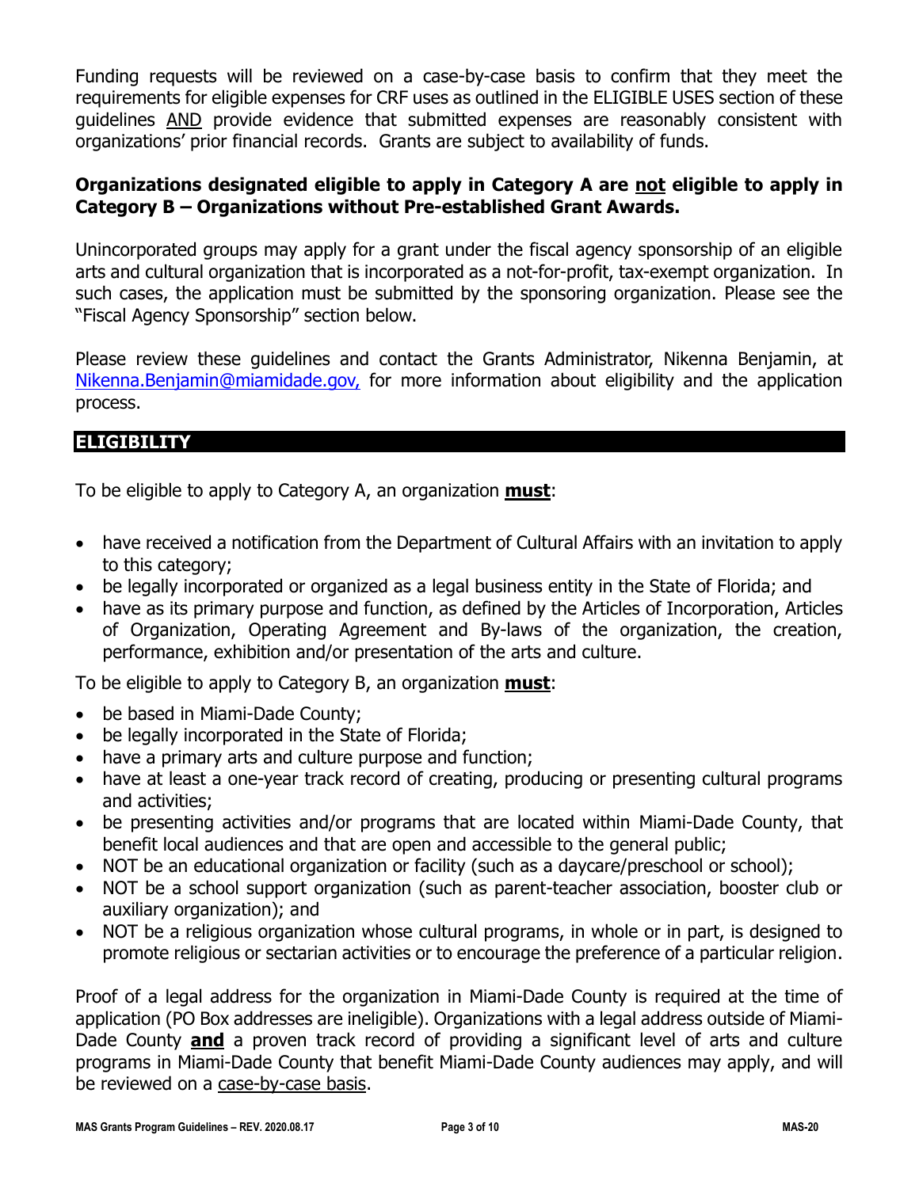Funding requests will be reviewed on a case-by-case basis to confirm that they meet the requirements for eligible expenses for CRF uses as outlined in the ELIGIBLE USES section of these guidelines AND provide evidence that submitted expenses are reasonably consistent with organizations' prior financial records. Grants are subject to availability of funds.

**Organizations designated eligible to apply in Category A are not eligible to apply in Category B – Organizations without Pre-established Grant Awards.**

Unincorporated groups may apply for a grant under the fiscal agency sponsorship of an eligible arts and cultural organization that is incorporated as a not-for-profit, tax-exempt organization. In such cases, the application must be submitted by the sponsoring organization. Please see the "Fiscal Agency Sponsorship" section below.

Please review these guidelines and contact the Grants Administrator, Nikenna Benjamin, at Nikenna.Benjamin@miamidade.gov, for more information about eligibility and the application process.

## ELIGIBILITY

To be eligible to apply to Category A, an organization **must**:

- have received a notification from the Department of Cultural Affairs with an invitation to apply to this category;
- be legally incorporated or organized as a legal business entity in the State of Florida; and
- have as its primary purpose and function, as defined by the Articles of Incorporation, Articles of Organization, Operating Agreement and By-laws of the organization, the creation, performance, exhibition and/or presentation of the arts and culture.

To be eligible to apply to Category B, an organization **must**:

- be based in Miami-Dade County;
- be legally incorporated in the State of Florida;
- have a primary arts and culture purpose and function;
- have at least a one-year track record of creating, producing or presenting cultural programs and activities;
- be presenting activities and/or programs that are located within Miami-Dade County, that benefit local audiences and that are open and accessible to the general public;
- NOT be an educational organization or facility (such as a daycare/preschool or school);
- NOT be a school support organization (such as parent-teacher association, booster club or auxiliary organization); and
- NOT be a religious organization whose cultural programs, in whole or in part, is designed to promote religious or sectarian activities or to encourage the preference of a particular religion.

Proof of a legal address for the organization in Miami-Dade County is required at the time of application (PO Box addresses are ineligible). Organizations with a legal address outside of Miami-Dade County **and** a proven track record of providing a significant level of arts and culture programs in Miami-Dade County that benefit Miami-Dade County audiences may apply, and will be reviewed on a case-by-case basis.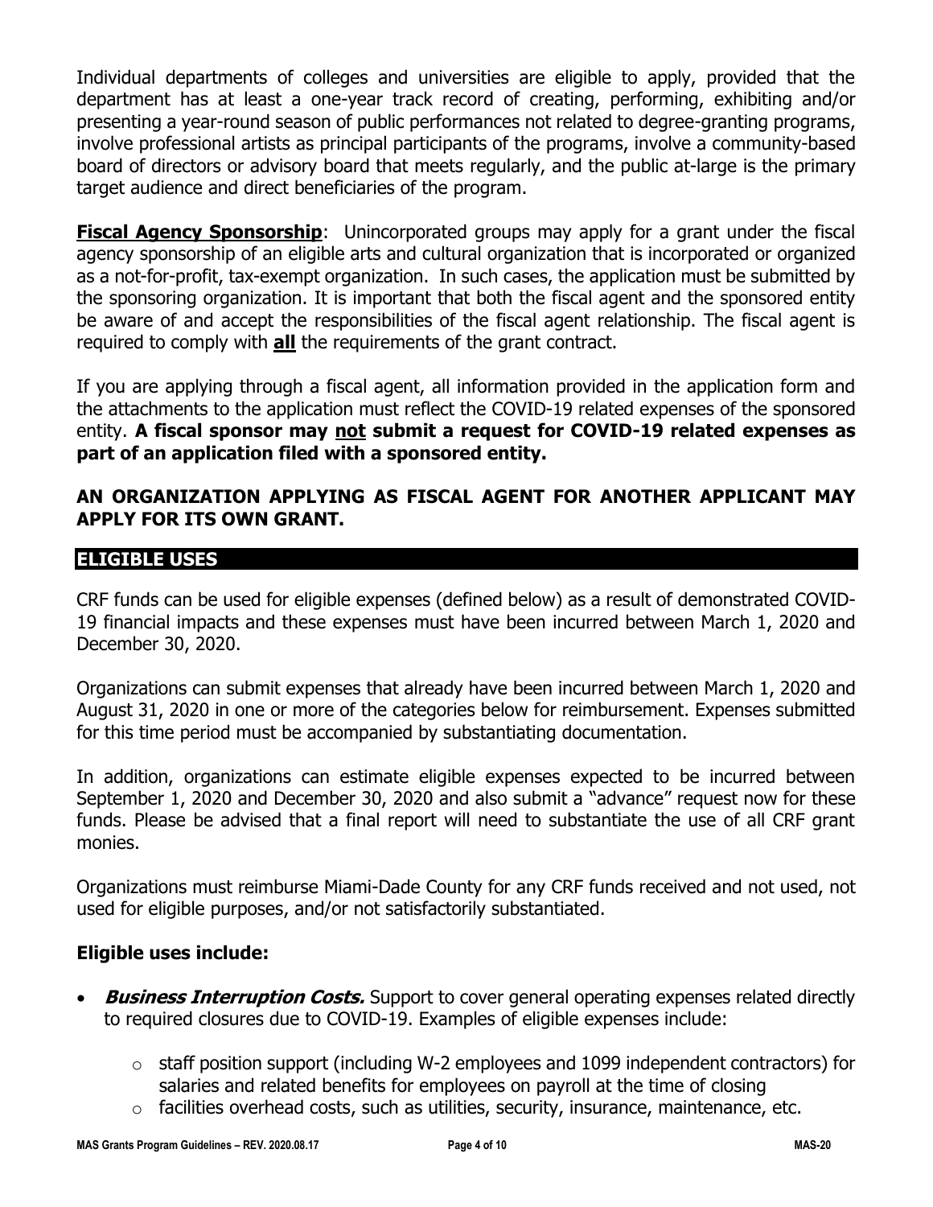Individual departments of colleges and universities are eligible to apply, provided that the department has at least a one-year track record of creating, performing, exhibiting and/or presenting a year-round season of public performances not related to degree-granting programs, involve professional artists as principal participants of the programs, involve a community-based board of directors or advisory board that meets regularly, and the public at-large is the primary target audience and direct beneficiaries of the program.

**Fiscal Agency Sponsorship**: Unincorporated groups may apply for a grant under the fiscal agency sponsorship of an eligible arts and cultural organization that is incorporated or organized as a not-for-profit, tax-exempt organization. In such cases, the application must be submitted by the sponsoring organization. It is important that both the fiscal agent and the sponsored entity be aware of and accept the responsibilities of the fiscal agent relationship. The fiscal agent is required to comply with **all** the requirements of the grant contract.

If you are applying through a fiscal agent, all information provided in the application form and the attachments to the application must reflect the COVID-19 related expenses of the sponsored entity. **A fiscal sponsor may not submit a request for COVID-19 related expenses as part of an application filed with a sponsored entity.**

**AN ORGANIZATION APPLYING AS FISCAL AGENT FOR ANOTHER APPLICANT MAY APPLY FOR ITS OWN GRANT.**

## ELIGIBLE USES

CRF funds can be used for eligible expenses (defined below) as a result of demonstrated COVID-19 financial impacts and these expenses must have been incurred between March 1, 2020 and December 30, 2020.

Organizations can submit expenses that already have been incurred between March 1, 2020 and August 31, 2020 in one or more of the categories below for reimbursement. Expenses submitted for this time period must be accompanied by substantiating documentation.

In addition, organizations can estimate eligible expenses expected to be incurred between September 1, 2020 and December 30, 2020 and also submit a "advance" request now for these funds. Please be advised that a final report will need to substantiate the use of all CRF grant monies.

Organizations must reimburse Miami-Dade County for any CRF funds received and not used, not used for eligible purposes, and/or not satisfactorily substantiated.

**Eligible uses include:**

- ***Business Interruption Costs.*** Support to cover general operating expenses related directly to required closures due to COVID-19. Examples of eligible expenses include:
  - staff position support (including W-2 employees and 1099 independent contractors) for salaries and related benefits for employees on payroll at the time of closing
  - facilities overhead costs, such as utilities, security, insurance, maintenance, etc.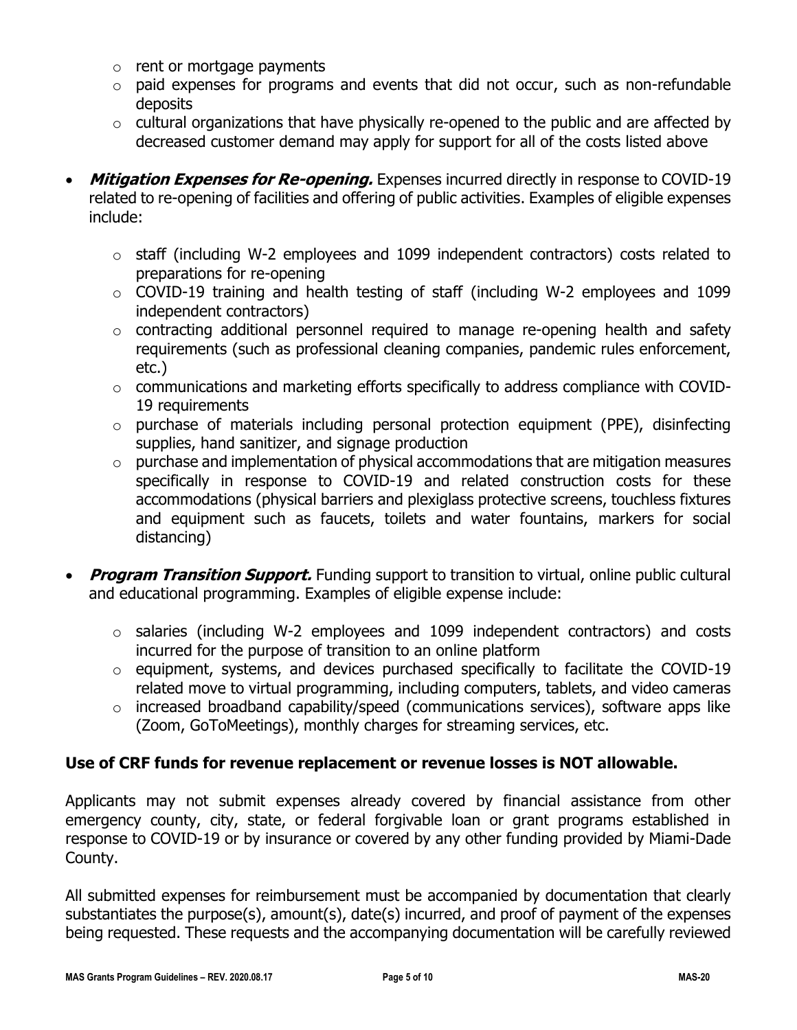- rent or mortgage payments
    - paid expenses for programs and events that did not occur, such as non-refundable deposits
    - cultural organizations that have physically re-opened to the public and are affected by decreased customer demand may apply for support for all of the costs listed above

- ***Mitigation Expenses for Re-opening.*** Expenses incurred directly in response to COVID-19 related to re-opening of facilities and offering of public activities. Examples of eligible expenses include:

    - staff (including W-2 employees and 1099 independent contractors) costs related to preparations for re-opening
    - COVID-19 training and health testing of staff (including W-2 employees and 1099 independent contractors)
    - contracting additional personnel required to manage re-opening health and safety requirements (such as professional cleaning companies, pandemic rules enforcement, etc.)
    - communications and marketing efforts specifically to address compliance with COVID-19 requirements
    - purchase of materials including personal protection equipment (PPE), disinfecting supplies, hand sanitizer, and signage production
    - purchase and implementation of physical accommodations that are mitigation measures specifically in response to COVID-19 and related construction costs for these accommodations (physical barriers and plexiglass protective screens, touchless fixtures and equipment such as faucets, toilets and water fountains, markers for social distancing)

- ***Program Transition Support.*** Funding support to transition to virtual, online public cultural and educational programming. Examples of eligible expense include:

    - salaries (including W-2 employees and 1099 independent contractors) and costs incurred for the purpose of transition to an online platform
    - equipment, systems, and devices purchased specifically to facilitate the COVID-19 related move to virtual programming, including computers, tablets, and video cameras
    - increased broadband capability/speed (communications services), software apps like (Zoom, GoToMeetings), monthly charges for streaming services, etc.

**Use of CRF funds for revenue replacement or revenue losses is NOT allowable.**

Applicants may not submit expenses already covered by financial assistance from other emergency county, city, state, or federal forgivable loan or grant programs established in response to COVID-19 or by insurance or covered by any other funding provided by Miami-Dade County.

All submitted expenses for reimbursement must be accompanied by documentation that clearly substantiates the purpose(s), amount(s), date(s) incurred, and proof of payment of the expenses being requested. These requests and the accompanying documentation will be carefully reviewed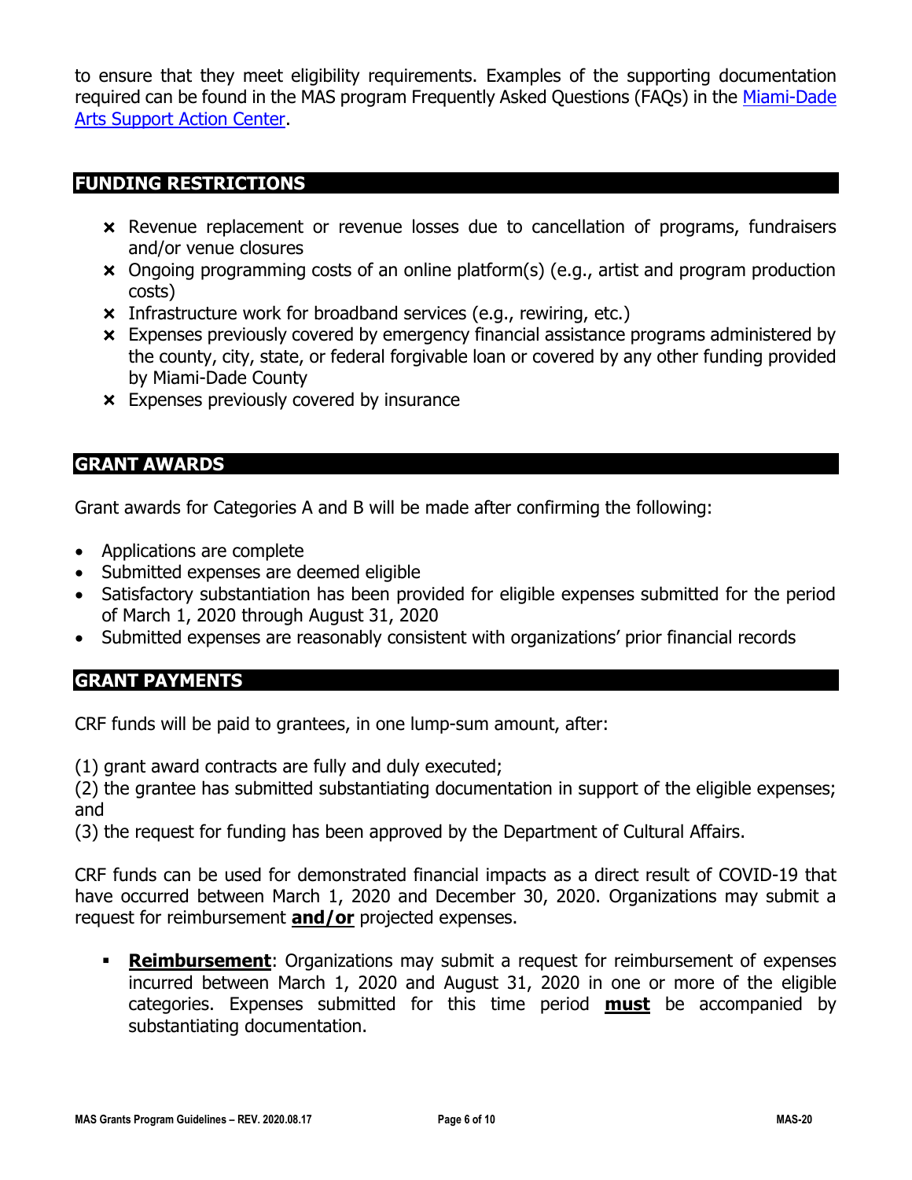to ensure that they meet eligibility requirements. Examples of the supporting documentation required can be found in the MAS program Frequently Asked Questions (FAQs) in the [Miami-Dade Arts Support Action Center](Miami-Dade Arts Support Action Center).

## FUNDING RESTRICTIONS

- ✗ Revenue replacement or revenue losses due to cancellation of programs, fundraisers and/or venue closures
- ✗ Ongoing programming costs of an online platform(s) (e.g., artist and program production costs)
- ✗ Infrastructure work for broadband services (e.g., rewiring, etc.)
- ✗ Expenses previously covered by emergency financial assistance programs administered by the county, city, state, or federal forgivable loan or covered by any other funding provided by Miami-Dade County
- ✗ Expenses previously covered by insurance

## GRANT AWARDS

Grant awards for Categories A and B will be made after confirming the following:

- Applications are complete
- Submitted expenses are deemed eligible
- Satisfactory substantiation has been provided for eligible expenses submitted for the period of March 1, 2020 through August 31, 2020
- Submitted expenses are reasonably consistent with organizations' prior financial records

## GRANT PAYMENTS

CRF funds will be paid to grantees, in one lump-sum amount, after:

(1) grant award contracts are fully and duly executed;
(2) the grantee has submitted substantiating documentation in support of the eligible expenses; and
(3) the request for funding has been approved by the Department of Cultural Affairs.

CRF funds can be used for demonstrated financial impacts as a direct result of COVID-19 that have occurred between March 1, 2020 and December 30, 2020. Organizations may submit a request for reimbursement **and/or** projected expenses.

- **Reimbursement**: Organizations may submit a request for reimbursement of expenses incurred between March 1, 2020 and August 31, 2020 in one or more of the eligible categories. Expenses submitted for this time period **must** be accompanied by substantiating documentation.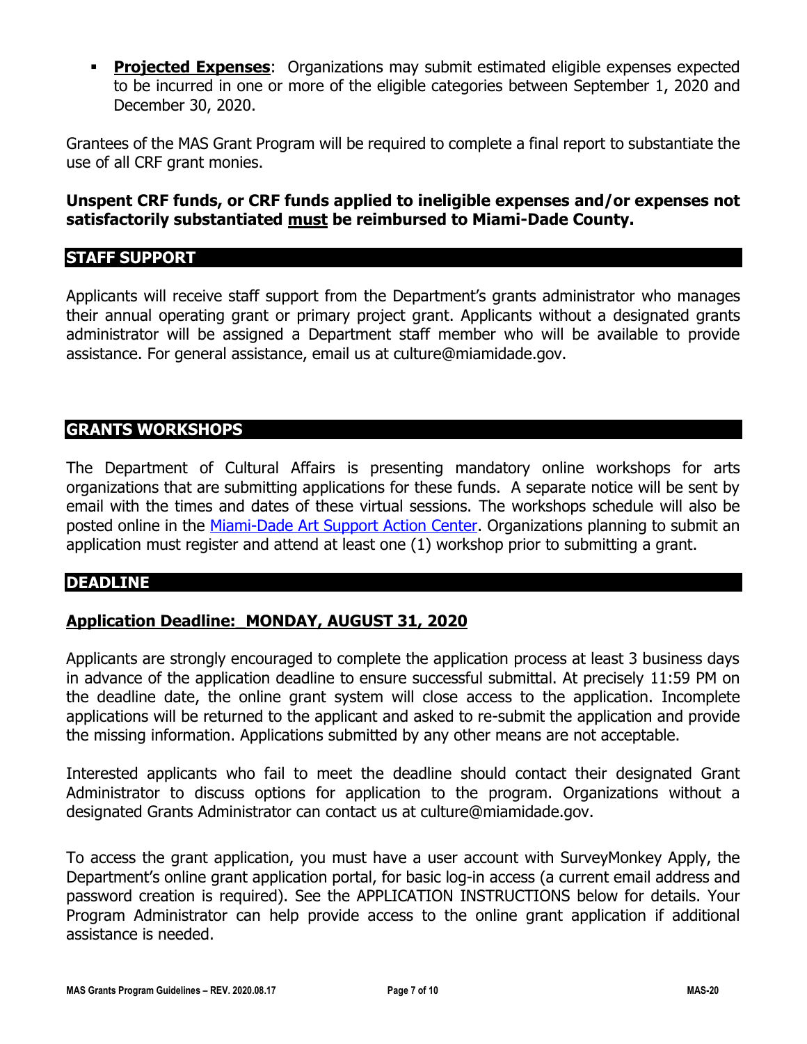- **Projected Expenses**: Organizations may submit estimated eligible expenses expected to be incurred in one or more of the eligible categories between September 1, 2020 and December 30, 2020.

Grantees of the MAS Grant Program will be required to complete a final report to substantiate the use of all CRF grant monies.

**Unspent CRF funds, or CRF funds applied to ineligible expenses and/or expenses not satisfactorily substantiated must be reimbursed to Miami-Dade County.**

## STAFF SUPPORT

Applicants will receive staff support from the Department's grants administrator who manages their annual operating grant or primary project grant. Applicants without a designated grants administrator will be assigned a Department staff member who will be available to provide assistance. For general assistance, email us at culture@miamidade.gov.

## GRANTS WORKSHOPS

The Department of Cultural Affairs is presenting mandatory online workshops for arts organizations that are submitting applications for these funds. A separate notice will be sent by email with the times and dates of these virtual sessions. The workshops schedule will also be posted online in the Miami-Dade Art Support Action Center. Organizations planning to submit an application must register and attend at least one (1) workshop prior to submitting a grant.

## DEADLINE

**Application Deadline: MONDAY, AUGUST 31, 2020**

Applicants are strongly encouraged to complete the application process at least 3 business days in advance of the application deadline to ensure successful submittal. At precisely 11:59 PM on the deadline date, the online grant system will close access to the application. Incomplete applications will be returned to the applicant and asked to re-submit the application and provide the missing information. Applications submitted by any other means are not acceptable.

Interested applicants who fail to meet the deadline should contact their designated Grant Administrator to discuss options for application to the program. Organizations without a designated Grants Administrator can contact us at culture@miamidade.gov.

To access the grant application, you must have a user account with SurveyMonkey Apply, the Department's online grant application portal, for basic log-in access (a current email address and password creation is required). See the APPLICATION INSTRUCTIONS below for details. Your Program Administrator can help provide access to the online grant application if additional assistance is needed.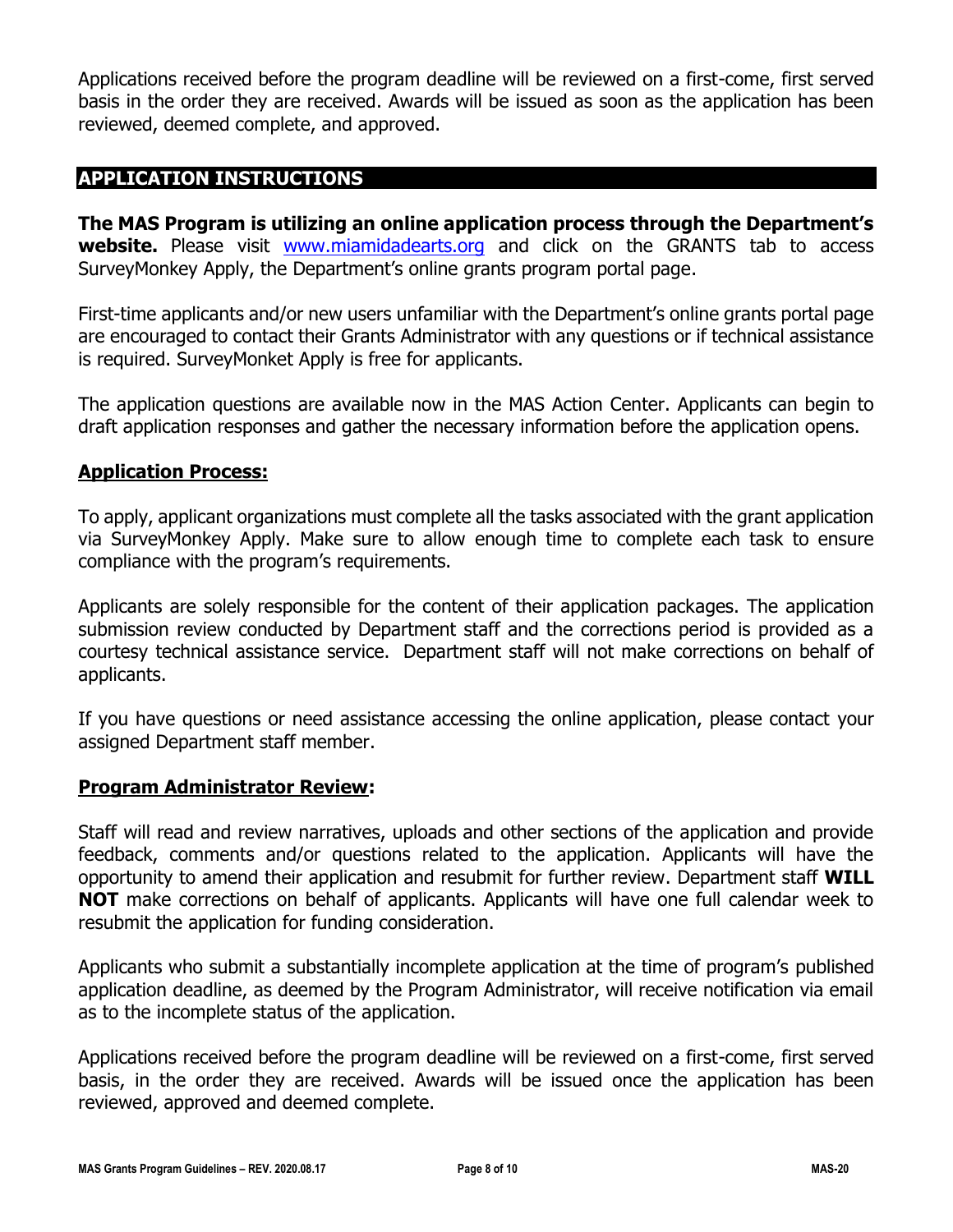Applications received before the program deadline will be reviewed on a first-come, first served basis in the order they are received. Awards will be issued as soon as the application has been reviewed, deemed complete, and approved.

## APPLICATION INSTRUCTIONS

**The MAS Program is utilizing an online application process through the Department's website.** Please visit www.miamidadearts.org and click on the GRANTS tab to access SurveyMonkey Apply, the Department's online grants program portal page.

First-time applicants and/or new users unfamiliar with the Department's online grants portal page are encouraged to contact their Grants Administrator with any questions or if technical assistance is required. SurveyMonket Apply is free for applicants.

The application questions are available now in the MAS Action Center. Applicants can begin to draft application responses and gather the necessary information before the application opens.

### Application Process:

To apply, applicant organizations must complete all the tasks associated with the grant application via SurveyMonkey Apply. Make sure to allow enough time to complete each task to ensure compliance with the program's requirements.

Applicants are solely responsible for the content of their application packages. The application submission review conducted by Department staff and the corrections period is provided as a courtesy technical assistance service. Department staff will not make corrections on behalf of applicants.

If you have questions or need assistance accessing the online application, please contact your assigned Department staff member.

### Program Administrator Review:

Staff will read and review narratives, uploads and other sections of the application and provide feedback, comments and/or questions related to the application. Applicants will have the opportunity to amend their application and resubmit for further review. Department staff **WILL NOT** make corrections on behalf of applicants. Applicants will have one full calendar week to resubmit the application for funding consideration.

Applicants who submit a substantially incomplete application at the time of program's published application deadline, as deemed by the Program Administrator, will receive notification via email as to the incomplete status of the application.

Applications received before the program deadline will be reviewed on a first-come, first served basis, in the order they are received. Awards will be issued once the application has been reviewed, approved and deemed complete.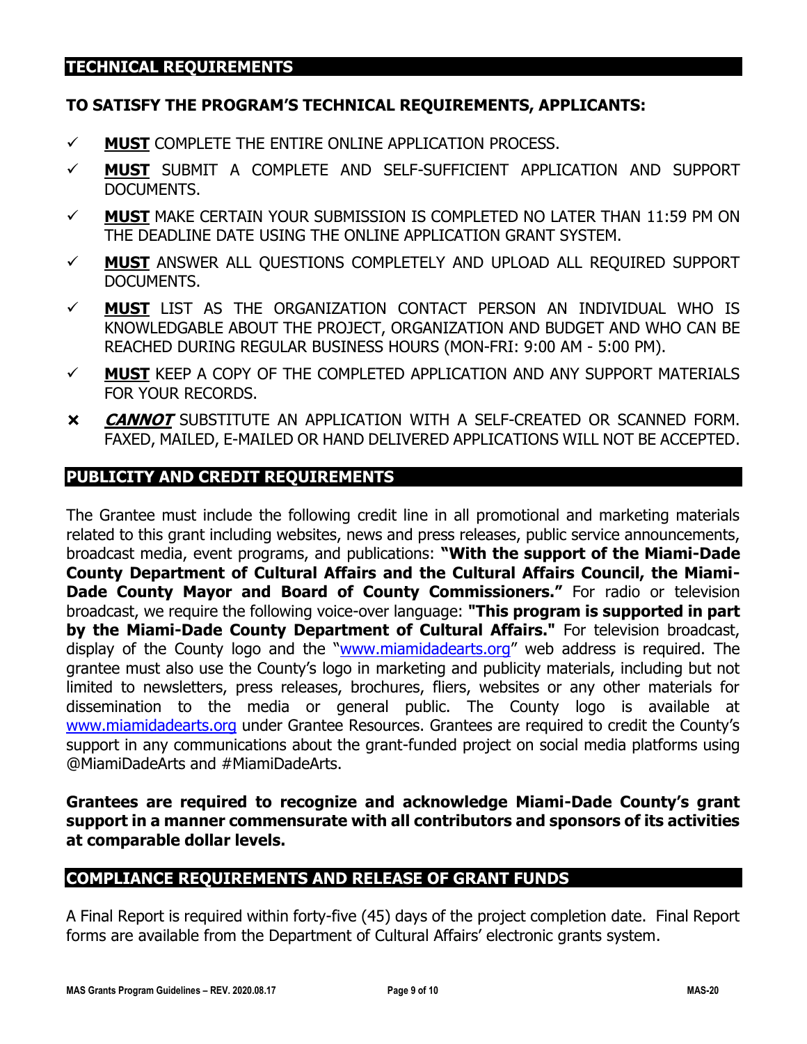## TECHNICAL REQUIREMENTS

**TO SATISFY THE PROGRAM'S TECHNICAL REQUIREMENTS, APPLICANTS:**

- ✓ **MUST** COMPLETE THE ENTIRE ONLINE APPLICATION PROCESS.
- ✓ **MUST** SUBMIT A COMPLETE AND SELF-SUFFICIENT APPLICATION AND SUPPORT DOCUMENTS.
- ✓ **MUST** MAKE CERTAIN YOUR SUBMISSION IS COMPLETED NO LATER THAN 11:59 PM ON THE DEADLINE DATE USING THE ONLINE APPLICATION GRANT SYSTEM.
- ✓ **MUST** ANSWER ALL QUESTIONS COMPLETELY AND UPLOAD ALL REQUIRED SUPPORT DOCUMENTS.
- ✓ **MUST** LIST AS THE ORGANIZATION CONTACT PERSON AN INDIVIDUAL WHO IS KNOWLEDGABLE ABOUT THE PROJECT, ORGANIZATION AND BUDGET AND WHO CAN BE REACHED DURING REGULAR BUSINESS HOURS (MON-FRI: 9:00 AM - 5:00 PM).
- ✓ **MUST** KEEP A COPY OF THE COMPLETED APPLICATION AND ANY SUPPORT MATERIALS FOR YOUR RECORDS.
- ✗ ***CANNOT*** SUBSTITUTE AN APPLICATION WITH A SELF-CREATED OR SCANNED FORM. FAXED, MAILED, E-MAILED OR HAND DELIVERED APPLICATIONS WILL NOT BE ACCEPTED.

## PUBLICITY AND CREDIT REQUIREMENTS

The Grantee must include the following credit line in all promotional and marketing materials related to this grant including websites, news and press releases, public service announcements, broadcast media, event programs, and publications: **"With the support of the Miami-Dade County Department of Cultural Affairs and the Cultural Affairs Council, the Miami-Dade County Mayor and Board of County Commissioners."** For radio or television broadcast, we require the following voice-over language: **"This program is supported in part by the Miami-Dade County Department of Cultural Affairs."** For television broadcast, display of the County logo and the "www.miamidadearts.org" web address is required. The grantee must also use the County's logo in marketing and publicity materials, including but not limited to newsletters, press releases, brochures, fliers, websites or any other materials for dissemination to the media or general public. The County logo is available at www.miamidadearts.org under Grantee Resources. Grantees are required to credit the County's support in any communications about the grant-funded project on social media platforms using @MiamiDadeArts and #MiamiDadeArts.

**Grantees are required to recognize and acknowledge Miami-Dade County's grant support in a manner commensurate with all contributors and sponsors of its activities at comparable dollar levels.**

## COMPLIANCE REQUIREMENTS AND RELEASE OF GRANT FUNDS

A Final Report is required within forty-five (45) days of the project completion date. Final Report forms are available from the Department of Cultural Affairs' electronic grants system.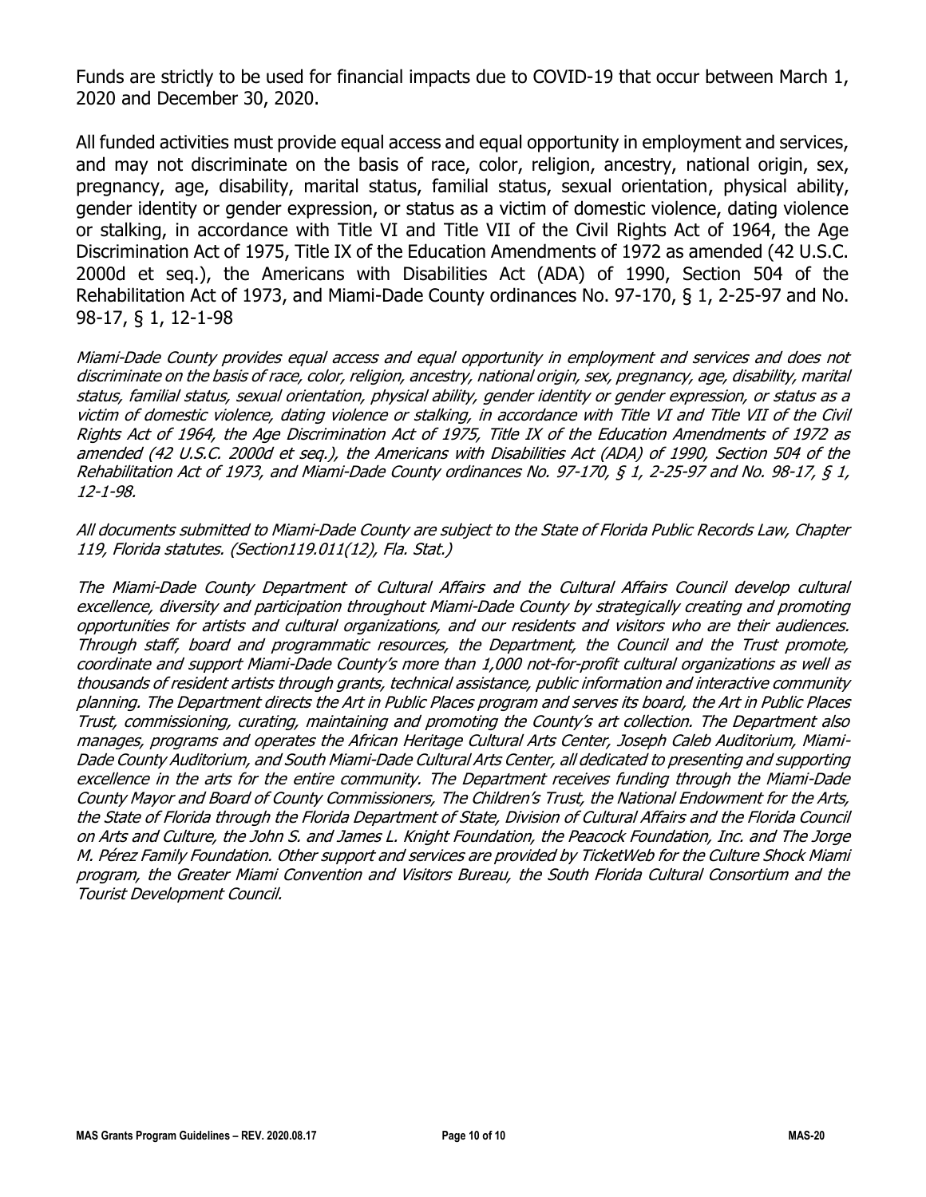Funds are strictly to be used for financial impacts due to COVID-19 that occur between March 1, 2020 and December 30, 2020.

All funded activities must provide equal access and equal opportunity in employment and services, and may not discriminate on the basis of race, color, religion, ancestry, national origin, sex, pregnancy, age, disability, marital status, familial status, sexual orientation, physical ability, gender identity or gender expression, or status as a victim of domestic violence, dating violence or stalking, in accordance with Title VI and Title VII of the Civil Rights Act of 1964, the Age Discrimination Act of 1975, Title IX of the Education Amendments of 1972 as amended (42 U.S.C. 2000d et seq.), the Americans with Disabilities Act (ADA) of 1990, Section 504 of the Rehabilitation Act of 1973, and Miami-Dade County ordinances No. 97-170, § 1, 2-25-97 and No. 98-17, § 1, 12-1-98

*Miami-Dade County provides equal access and equal opportunity in employment and services and does not discriminate on the basis of race, color, religion, ancestry, national origin, sex, pregnancy, age, disability, marital status, familial status, sexual orientation, physical ability, gender identity or gender expression, or status as a victim of domestic violence, dating violence or stalking, in accordance with Title VI and Title VII of the Civil Rights Act of 1964, the Age Discrimination Act of 1975, Title IX of the Education Amendments of 1972 as amended (42 U.S.C. 2000d et seq.), the Americans with Disabilities Act (ADA) of 1990, Section 504 of the Rehabilitation Act of 1973, and Miami-Dade County ordinances No. 97-170, § 1, 2-25-97 and No. 98-17, § 1, 12-1-98.*

*All documents submitted to Miami-Dade County are subject to the State of Florida Public Records Law, Chapter 119, Florida statutes. (Section119.011(12), Fla. Stat.)*

*The Miami-Dade County Department of Cultural Affairs and the Cultural Affairs Council develop cultural excellence, diversity and participation throughout Miami-Dade County by strategically creating and promoting opportunities for artists and cultural organizations, and our residents and visitors who are their audiences. Through staff, board and programmatic resources, the Department, the Council and the Trust promote, coordinate and support Miami-Dade County's more than 1,000 not-for-profit cultural organizations as well as thousands of resident artists through grants, technical assistance, public information and interactive community planning. The Department directs the Art in Public Places program and serves its board, the Art in Public Places Trust, commissioning, curating, maintaining and promoting the County's art collection. The Department also manages, programs and operates the African Heritage Cultural Arts Center, Joseph Caleb Auditorium, Miami-Dade County Auditorium, and South Miami-Dade Cultural Arts Center, all dedicated to presenting and supporting excellence in the arts for the entire community. The Department receives funding through the Miami-Dade County Mayor and Board of County Commissioners, The Children's Trust, the National Endowment for the Arts, the State of Florida through the Florida Department of State, Division of Cultural Affairs and the Florida Council on Arts and Culture, the John S. and James L. Knight Foundation, the Peacock Foundation, Inc. and The Jorge M. Pérez Family Foundation. Other support and services are provided by TicketWeb for the Culture Shock Miami program, the Greater Miami Convention and Visitors Bureau, the South Florida Cultural Consortium and the Tourist Development Council.*